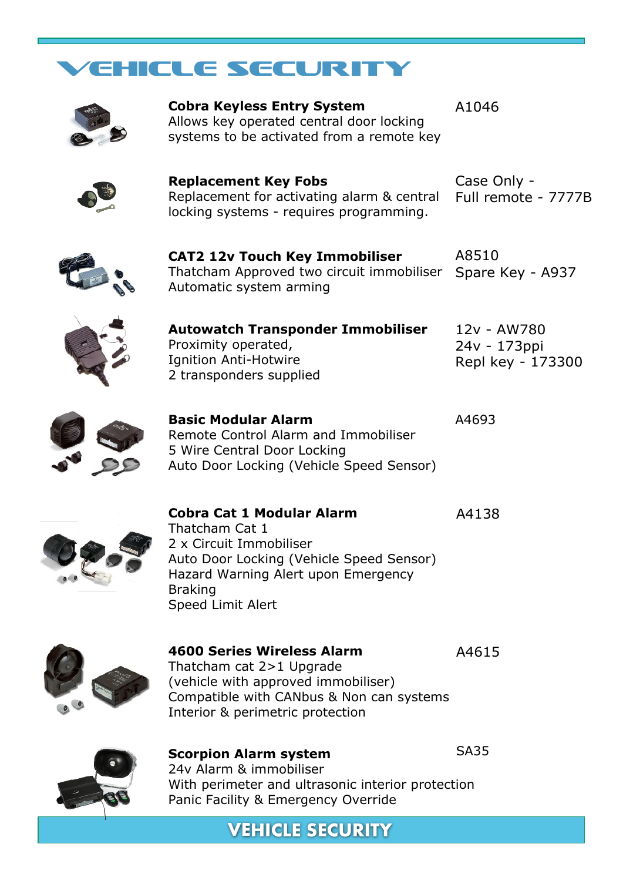# VEHICLE SECURITY

| Product | Code |
|---|---|
| **Cobra Keyless Entry System**<br>Allows key operated central door locking systems to be activated from a remote key | A1046 |
| **Replacement Key Fobs**<br>Replacement for activating alarm & central locking systems - requires programming. | Case Only -<br>Full remote - 7777B |
| **CAT2 12v Touch Key Immobiliser**<br>Thatcham Approved two circuit immobiliser<br>Automatic system arming | A8510<br>Spare Key - A937 |
| **Autowatch Transponder Immobiliser**<br>Proximity operated,<br>Ignition Anti-Hotwire<br>2 transponders supplied | 12v - AW780<br>24v - 173ppi<br>Repl key - 173300 |
| **Basic Modular Alarm**<br>Remote Control Alarm and Immobiliser<br>5 Wire Central Door Locking<br>Auto Door Locking (Vehicle Speed Sensor) | A4693 |
| **Cobra Cat 1 Modular Alarm**<br>Thatcham Cat 1<br>2 x Circuit Immobiliser<br>Auto Door Locking (Vehicle Speed Sensor)<br>Hazard Warning Alert upon Emergency Braking<br>Speed Limit Alert | A4138 |
| **4600 Series Wireless Alarm**<br>Thatcham cat 2>1 Upgrade<br>(vehicle with approved immobiliser)<br>Compatible with CANbus & Non can systems<br>Interior & perimetric protection | A4615 |
| **Scorpion Alarm system**<br>24v Alarm & immobiliser<br>With perimeter and ultrasonic interior protection<br>Panic Facility & Emergency Override | SA35 |

VEHICLE SECURITY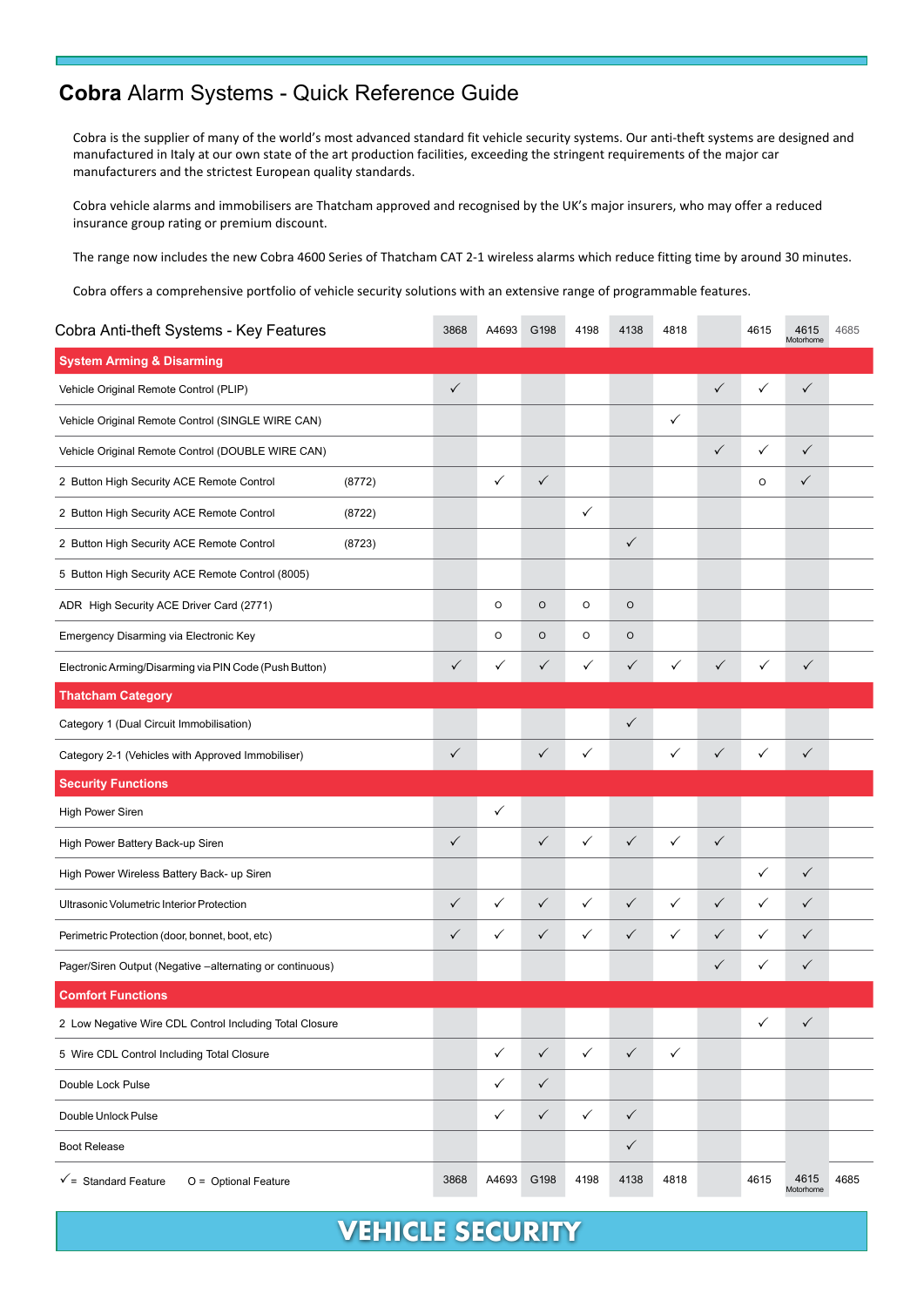# **Cobra** Alarm Systems - Quick Reference Guide

Cobra is the supplier of many of the world's most advanced standard fit vehicle security systems. Our anti-theft systems are designed and manufactured in Italy at our own state of the art production facilities, exceeding the stringent requirements of the major car manufacturers and the strictest European quality standards.

Cobra vehicle alarms and immobilisers are Thatcham approved and recognised by the UK's major insurers, who may offer a reduced insurance group rating or premium discount.

The range now includes the new Cobra 4600 Series of Thatcham CAT 2-1 wireless alarms which reduce fitting time by around 30 minutes.

Cobra offers a comprehensive portfolio of vehicle security solutions with an extensive range of programmable features.

| Cobra Anti-theft Systems - Key Features | 3868 | A4693 | G198 | 4198 | 4138 | 4818 | | 4615 | 4615 Motorhome | 4685 |
|---|---|---|---|---|---|---|---|---|---|---|
| **System Arming & Disarming** | | | | | | | | | | |
| Vehicle Original Remote Control (PLIP) | ✓ | | | | | | ✓ | ✓ | ✓ | |
| Vehicle Original Remote Control (SINGLE WIRE CAN) | | | | | | ✓ | | | | |
| Vehicle Original Remote Control (DOUBLE WIRE CAN) | | | | | | | ✓ | ✓ | ✓ | |
| 2 Button High Security ACE Remote Control (8772) | | ✓ | ✓ | | | | | O | ✓ | |
| 2 Button High Security ACE Remote Control (8722) | | | | ✓ | | | | | | |
| 2 Button High Security ACE Remote Control (8723) | | | | | ✓ | | | | | |
| 5 Button High Security ACE Remote Control (8005) | | | | | | | | | | |
| ADR High Security ACE Driver Card (2771) | | O | O | O | O | | | | | |
| Emergency Disarming via Electronic Key | | O | O | O | O | | | | | |
| Electronic Arming/Disarming via PIN Code (Push Button) | ✓ | ✓ | ✓ | ✓ | ✓ | ✓ | ✓ | ✓ | ✓ | |
| **Thatcham Category** | | | | | | | | | | |
| Category 1 (Dual Circuit Immobilisation) | | | | | ✓ | | | | | |
| Category 2-1 (Vehicles with Approved Immobiliser) | ✓ | | ✓ | ✓ | | ✓ | ✓ | ✓ | ✓ | |
| **Security Functions** | | | | | | | | | | |
| High Power Siren | | ✓ | | | | | | | | |
| High Power Battery Back-up Siren | ✓ | | ✓ | ✓ | ✓ | ✓ | ✓ | | | |
| High Power Wireless Battery Back- up Siren | | | | | | | | ✓ | ✓ | |
| Ultrasonic Volumetric Interior Protection | ✓ | ✓ | ✓ | ✓ | ✓ | ✓ | ✓ | ✓ | ✓ | |
| Perimetric Protection (door, bonnet, boot, etc) | ✓ | ✓ | ✓ | ✓ | ✓ | ✓ | ✓ | ✓ | ✓ | |
| Pager/Siren Output (Negative –alternating or continuous) | | | | | | | ✓ | ✓ | ✓ | |
| **Comfort Functions** | | | | | | | | | | |
| 2 Low Negative Wire CDL Control Including Total Closure | | | | | | | | ✓ | ✓ | |
| 5 Wire CDL Control Including Total Closure | | ✓ | ✓ | ✓ | ✓ | ✓ | | | | |
| Double Lock Pulse | | ✓ | ✓ | | | | | | | |
| Double Unlock Pulse | | ✓ | ✓ | ✓ | ✓ | | | | | |
| Boot Release | | | | | ✓ | | | | | |
| ✓ = Standard Feature O = Optional Feature | 3868 | A4693 | G198 | 4198 | 4138 | 4818 | | 4615 | 4615 Motorhome | 4685 |

**VEHICLE SECURITY**